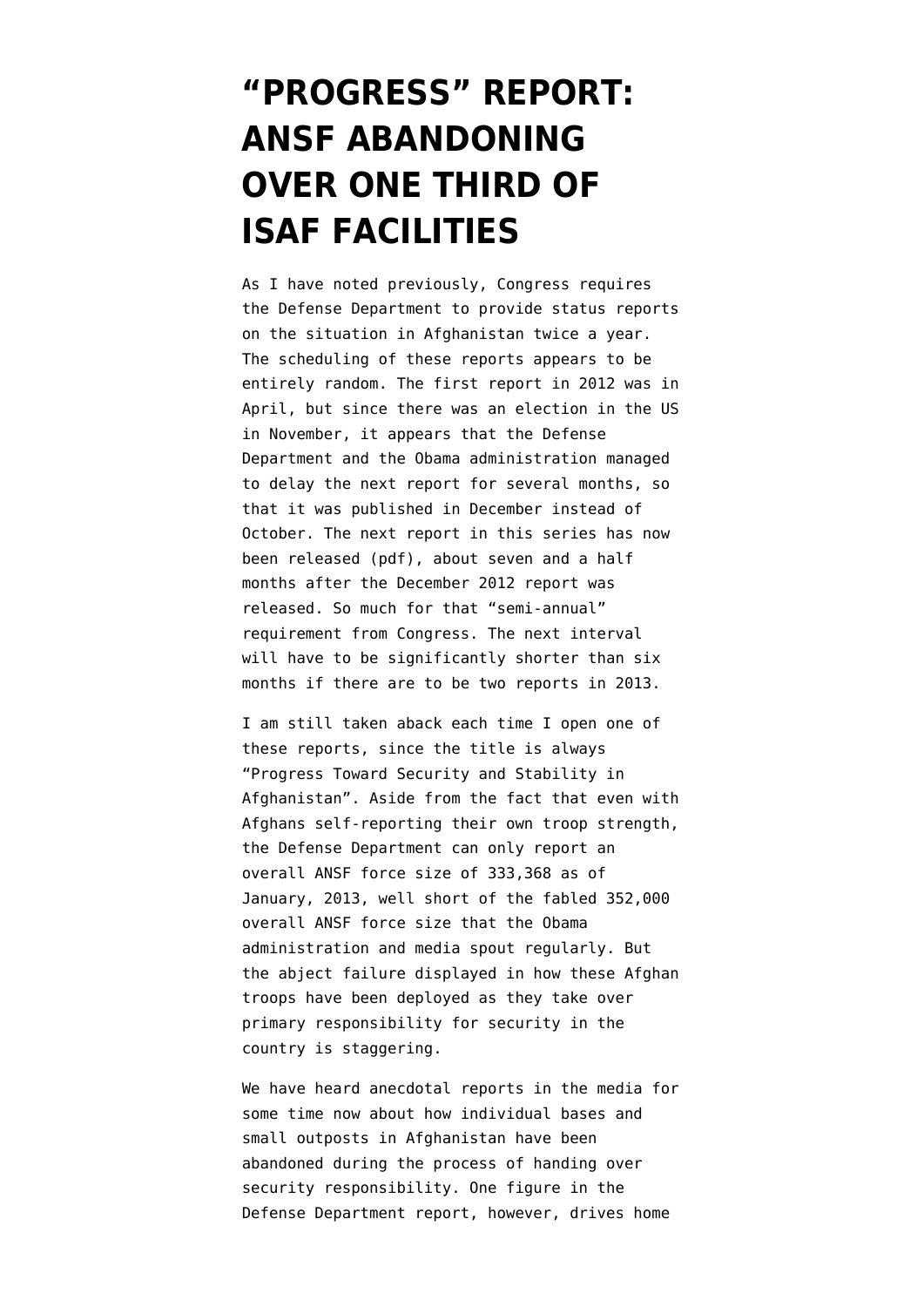# "PROGRESS" REPORT: ANSF ABANDONING OVER ONE THIRD OF ISAF FACILITIES

As I have noted previously, Congress requires the Defense Department to provide status reports on the situation in Afghanistan twice a year. The scheduling of these reports appears to be entirely random. The first report in 2012 was in April, but since there was an election in the US in November, it appears that the Defense Department and the Obama administration managed to delay the next report for several months, so that it was published in December instead of October. The next report in this series has now been released (pdf), about seven and a half months after the December 2012 report was released. So much for that "semi-annual" requirement from Congress. The next interval will have to be significantly shorter than six months if there are to be two reports in 2013.

I am still taken aback each time I open one of these reports, since the title is always "Progress Toward Security and Stability in Afghanistan". Aside from the fact that even with Afghans self-reporting their own troop strength, the Defense Department can only report an overall ANSF force size of 333,368 as of January, 2013, well short of the fabled 352,000 overall ANSF force size that the Obama administration and media spout regularly. But the abject failure displayed in how these Afghan troops have been deployed as they take over primary responsibility for security in the country is staggering.

We have heard anecdotal reports in the media for some time now about how individual bases and small outposts in Afghanistan have been abandoned during the process of handing over security responsibility. One figure in the Defense Department report, however, drives home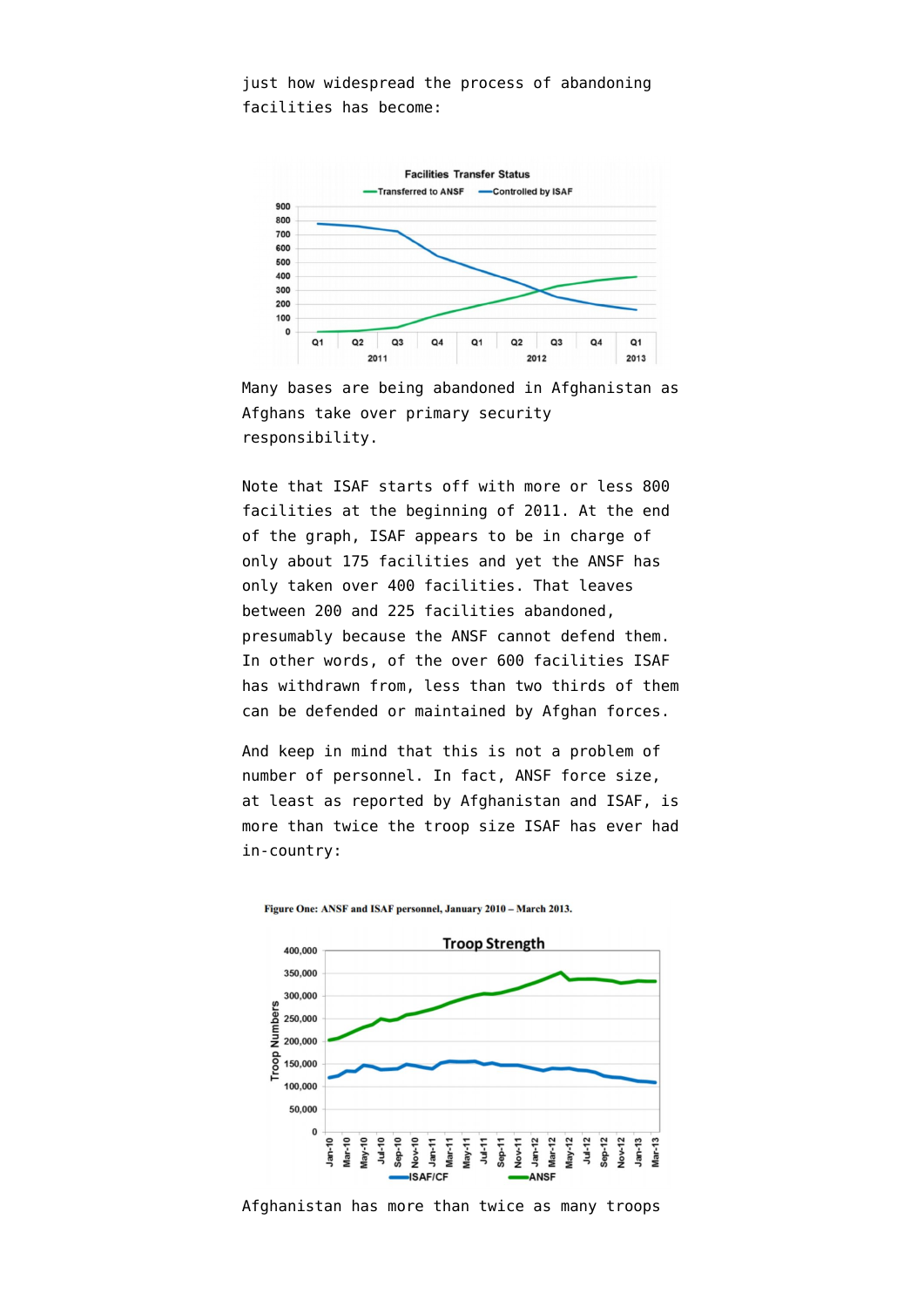just how widespread the process of abandoning facilities has become:

Many bases are being abandoned in Afghanistan as Afghans take over primary security responsibility.

Note that ISAF starts off with more or less 800 facilities at the beginning of 2011. At the end of the graph, ISAF appears to be in charge of only about 175 facilities and yet the ANSF has only taken over 400 facilities. That leaves between 200 and 225 facilities abandoned, presumably because the ANSF cannot defend them. In other words, of the over 600 facilities ISAF has withdrawn from, less than two thirds of them can be defended or maintained by Afghan forces.

And keep in mind that this is not a problem of number of personnel. In fact, ANSF force size, at least as reported by Afghanistan and ISAF, is more than twice the troop size ISAF has ever had in-country:

Figure One: ANSF and ISAF personnel, January 2010 – March 2013.

Afghanistan has more than twice as many troops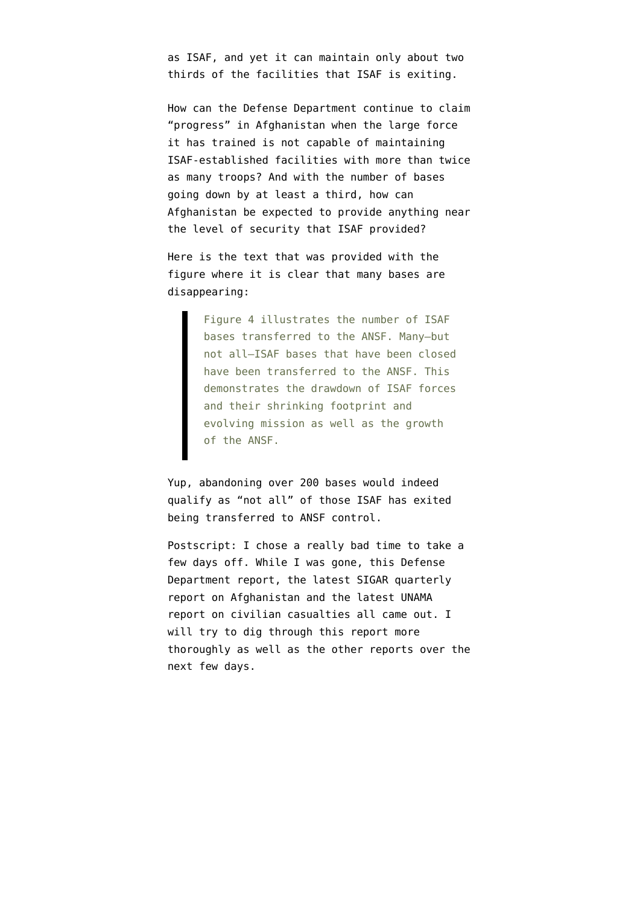as ISAF, and yet it can maintain only about two thirds of the facilities that ISAF is exiting.

How can the Defense Department continue to claim “progress” in Afghanistan when the large force it has trained is not capable of maintaining ISAF-established facilities with more than twice as many troops? And with the number of bases going down by at least a third, how can Afghanistan be expected to provide anything near the level of security that ISAF provided?

Here is the text that was provided with the figure where it is clear that many bases are disappearing:

> Figure 4 illustrates the number of ISAF bases transferred to the ANSF. Many—but not all—ISAF bases that have been closed have been transferred to the ANSF. This demonstrates the drawdown of ISAF forces and their shrinking footprint and evolving mission as well as the growth of the ANSF.

Yup, abandoning over 200 bases would indeed qualify as “not all” of those ISAF has exited being transferred to ANSF control.

Postscript: I chose a really bad time to take a few days off. While I was gone, this Defense Department report, the latest SIGAR quarterly report on Afghanistan and the latest UNAMA report on civilian casualties all came out. I will try to dig through this report more thoroughly as well as the other reports over the next few days.